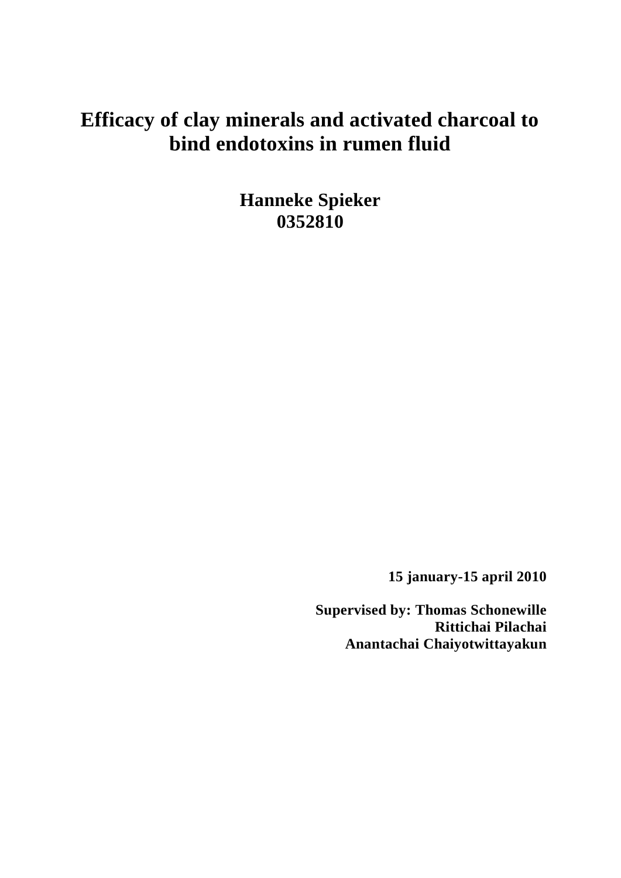# Efficacy of clay minerals and activated charcoal to bind endotoxins in rumen fluid

**Hanneke Spieker**
**0352810**

**15 january-15 april 2010**

**Supervised by: Thomas Schonewille**
**Rittichai Pilachai**
**Anantachai Chaiyotwittayakun**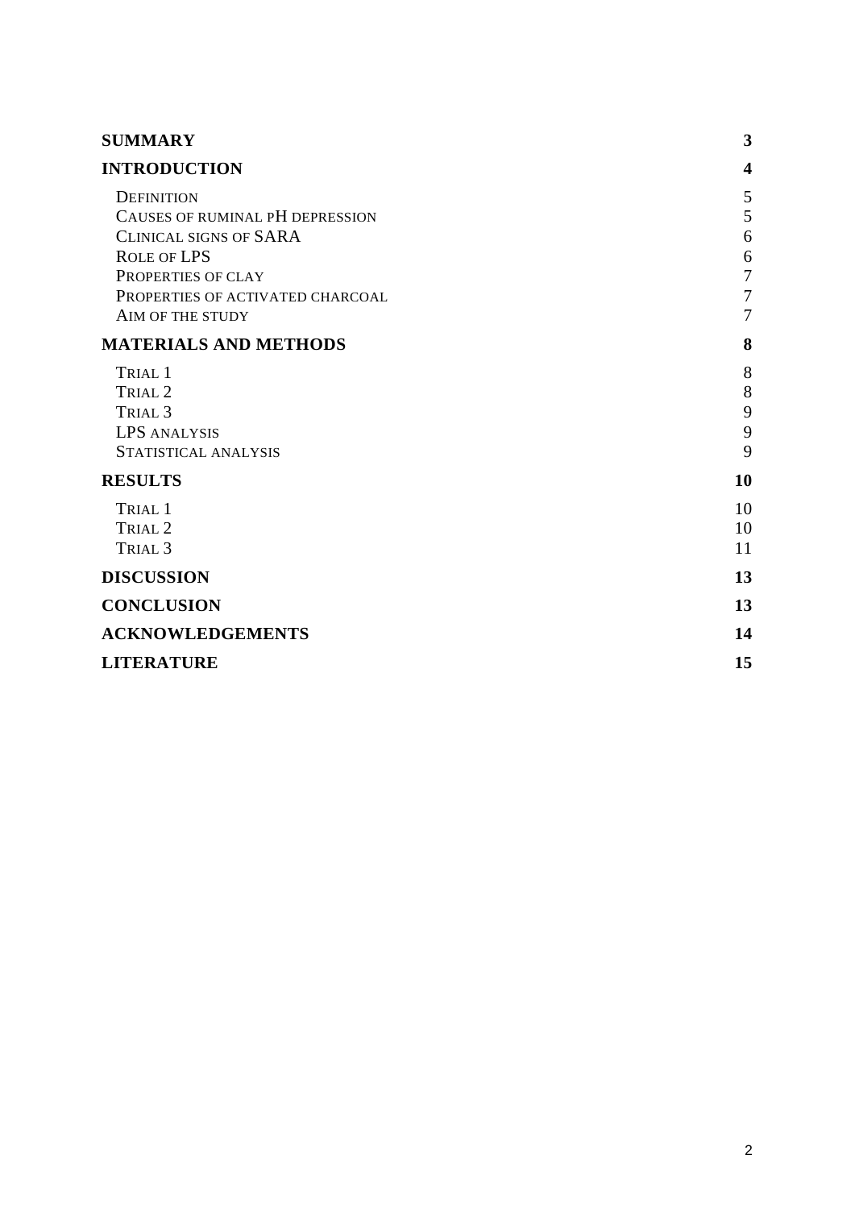| | |
|---|---|
| **SUMMARY** | **3** |
| **INTRODUCTION** | **4** |
| DEFINITION | 5 |
| CAUSES OF RUMINAL PH DEPRESSION | 5 |
| CLINICAL SIGNS OF SARA | 6 |
| ROLE OF LPS | 6 |
| PROPERTIES OF CLAY | 7 |
| PROPERTIES OF ACTIVATED CHARCOAL | 7 |
| AIM OF THE STUDY | 7 |
| **MATERIALS AND METHODS** | **8** |
| TRIAL 1 | 8 |
| TRIAL 2 | 8 |
| TRIAL 3 | 9 |
| LPS ANALYSIS | 9 |
| STATISTICAL ANALYSIS | 9 |
| **RESULTS** | **10** |
| TRIAL 1 | 10 |
| TRIAL 2 | 10 |
| TRIAL 3 | 11 |
| **DISCUSSION** | **13** |
| **CONCLUSION** | **13** |
| **ACKNOWLEDGEMENTS** | **14** |
| **LITERATURE** | **15** |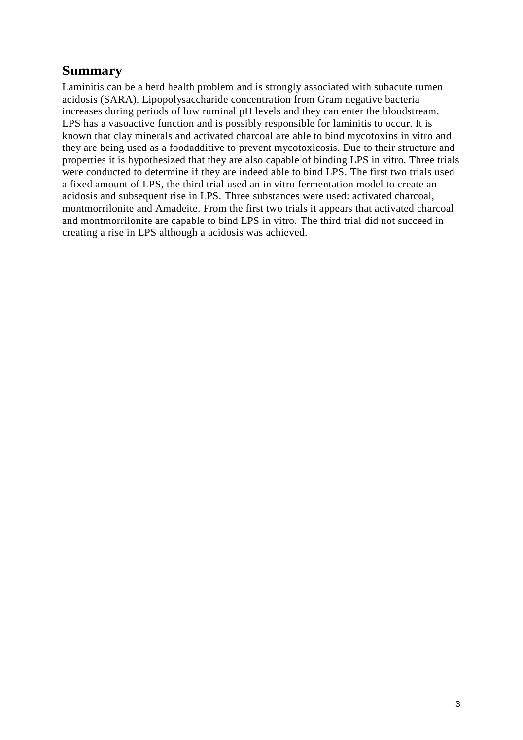## Summary

Laminitis can be a herd health problem and is strongly associated with subacute rumen acidosis (SARA). Lipopolysaccharide concentration from Gram negative bacteria increases during periods of low ruminal pH levels and they can enter the bloodstream. LPS has a vasoactive function and is possibly responsible for laminitis to occur. It is known that clay minerals and activated charcoal are able to bind mycotoxins in vitro and they are being used as a foodadditive to prevent mycotoxicosis. Due to their structure and properties it is hypothesized that they are also capable of binding LPS in vitro. Three trials were conducted to determine if they are indeed able to bind LPS. The first two trials used a fixed amount of LPS, the third trial used an in vitro fermentation model to create an acidosis and subsequent rise in LPS. Three substances were used: activated charcoal, montmorrilonite and Amadeite. From the first two trials it appears that activated charcoal and montmorrilonite are capable to bind LPS in vitro. The third trial did not succeed in creating a rise in LPS although a acidosis was achieved.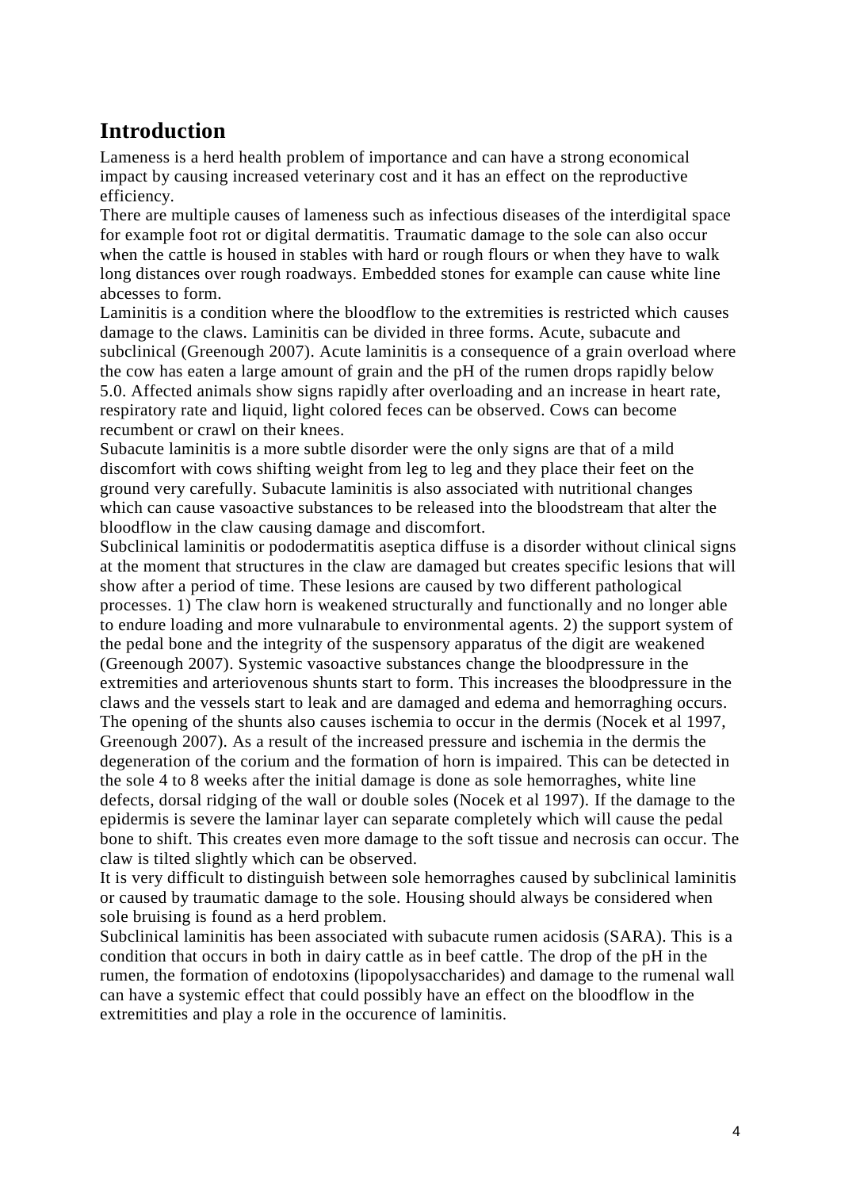## Introduction

Lameness is a herd health problem of importance and can have a strong economical impact by causing increased veterinary cost and it has an effect on the reproductive efficiency.

There are multiple causes of lameness such as infectious diseases of the interdigital space for example foot rot or digital dermatitis. Traumatic damage to the sole can also occur when the cattle is housed in stables with hard or rough flours or when they have to walk long distances over rough roadways. Embedded stones for example can cause white line abcesses to form.

Laminitis is a condition where the bloodflow to the extremities is restricted which causes damage to the claws. Laminitis can be divided in three forms. Acute, subacute and subclinical (Greenough 2007). Acute laminitis is a consequence of a grain overload where the cow has eaten a large amount of grain and the pH of the rumen drops rapidly below 5.0. Affected animals show signs rapidly after overloading and an increase in heart rate, respiratory rate and liquid, light colored feces can be observed. Cows can become recumbent or crawl on their knees.

Subacute laminitis is a more subtle disorder were the only signs are that of a mild discomfort with cows shifting weight from leg to leg and they place their feet on the ground very carefully. Subacute laminitis is also associated with nutritional changes which can cause vasoactive substances to be released into the bloodstream that alter the bloodflow in the claw causing damage and discomfort.

Subclinical laminitis or pododermatitis aseptica diffuse is a disorder without clinical signs at the moment that structures in the claw are damaged but creates specific lesions that will show after a period of time. These lesions are caused by two different pathological processes. 1) The claw horn is weakened structurally and functionally and no longer able to endure loading and more vulnarabule to environmental agents. 2) the support system of the pedal bone and the integrity of the suspensory apparatus of the digit are weakened (Greenough 2007). Systemic vasoactive substances change the bloodpressure in the extremities and arteriovenous shunts start to form. This increases the bloodpressure in the claws and the vessels start to leak and are damaged and edema and hemorraghing occurs. The opening of the shunts also causes ischemia to occur in the dermis (Nocek et al 1997, Greenough 2007). As a result of the increased pressure and ischemia in the dermis the degeneration of the corium and the formation of horn is impaired. This can be detected in the sole 4 to 8 weeks after the initial damage is done as sole hemorraghes, white line defects, dorsal ridging of the wall or double soles (Nocek et al 1997). If the damage to the epidermis is severe the laminar layer can separate completely which will cause the pedal bone to shift. This creates even more damage to the soft tissue and necrosis can occur. The claw is tilted slightly which can be observed.

It is very difficult to distinguish between sole hemorraghes caused by subclinical laminitis or caused by traumatic damage to the sole. Housing should always be considered when sole bruising is found as a herd problem.

Subclinical laminitis has been associated with subacute rumen acidosis (SARA). This is a condition that occurs in both in dairy cattle as in beef cattle. The drop of the pH in the rumen, the formation of endotoxins (lipopolysaccharides) and damage to the rumenal wall can have a systemic effect that could possibly have an effect on the bloodflow in the extremitities and play a role in the occurence of laminitis.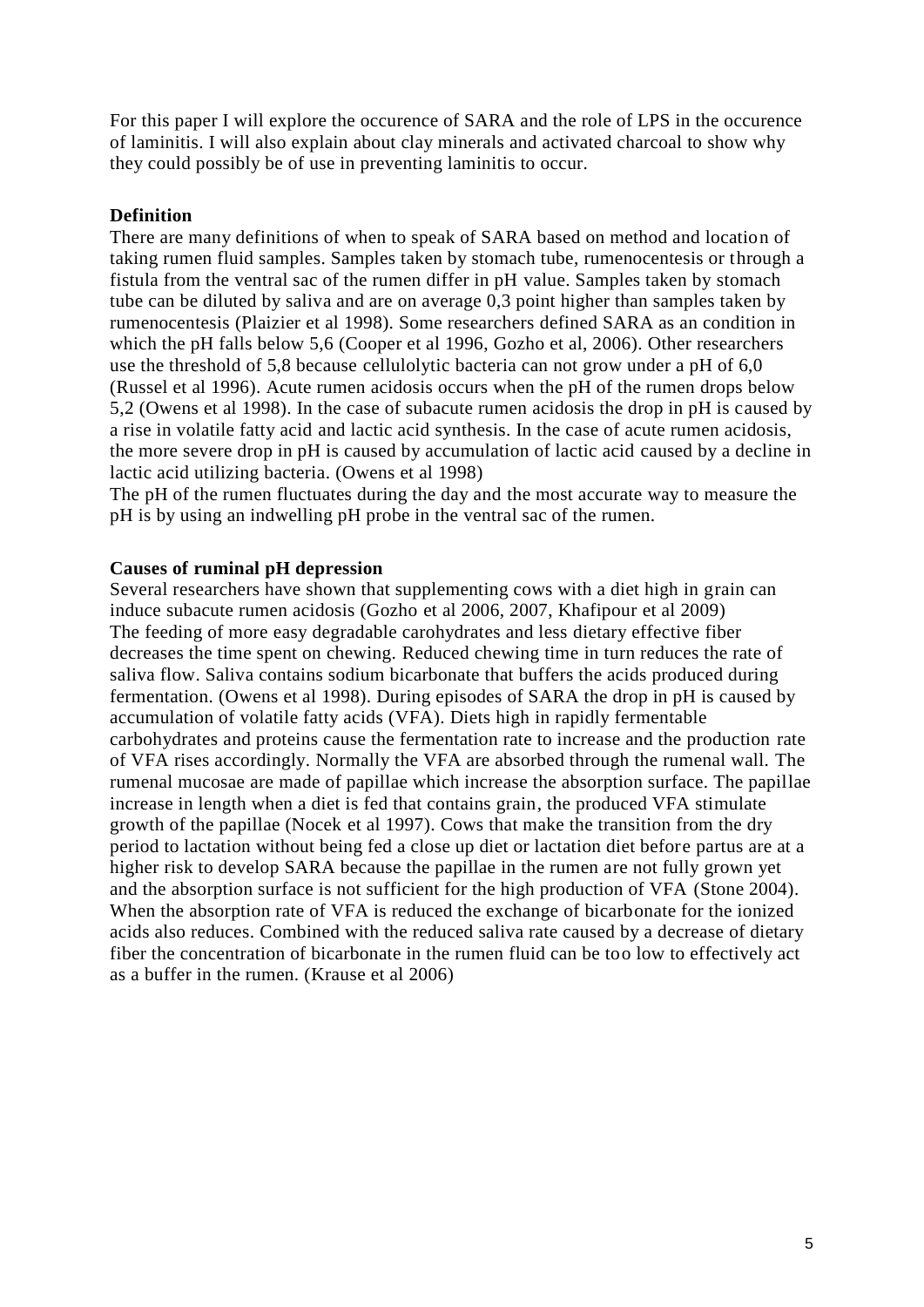For this paper I will explore the occurence of SARA and the role of LPS in the occurence of laminitis. I will also explain about clay minerals and activated charcoal to show why they could possibly be of use in preventing laminitis to occur.

**Definition**

There are many definitions of when to speak of SARA based on method and location of taking rumen fluid samples. Samples taken by stomach tube, rumenocentesis or through a fistula from the ventral sac of the rumen differ in pH value. Samples taken by stomach tube can be diluted by saliva and are on average 0,3 point higher than samples taken by rumenocentesis (Plaizier et al 1998). Some researchers defined SARA as an condition in which the pH falls below 5,6 (Cooper et al 1996, Gozho et al, 2006). Other researchers use the threshold of 5,8 because cellulolytic bacteria can not grow under a pH of 6,0 (Russel et al 1996). Acute rumen acidosis occurs when the pH of the rumen drops below 5,2 (Owens et al 1998). In the case of subacute rumen acidosis the drop in pH is caused by a rise in volatile fatty acid and lactic acid synthesis. In the case of acute rumen acidosis, the more severe drop in pH is caused by accumulation of lactic acid caused by a decline in lactic acid utilizing bacteria. (Owens et al 1998)

The pH of the rumen fluctuates during the day and the most accurate way to measure the pH is by using an indwelling pH probe in the ventral sac of the rumen.

**Causes of ruminal pH depression**

Several researchers have shown that supplementing cows with a diet high in grain can induce subacute rumen acidosis (Gozho et al 2006, 2007, Khafipour et al 2009) The feeding of more easy degradable carohydrates and less dietary effective fiber decreases the time spent on chewing. Reduced chewing time in turn reduces the rate of saliva flow. Saliva contains sodium bicarbonate that buffers the acids produced during fermentation. (Owens et al 1998). During episodes of SARA the drop in pH is caused by accumulation of volatile fatty acids (VFA). Diets high in rapidly fermentable carbohydrates and proteins cause the fermentation rate to increase and the production rate of VFA rises accordingly. Normally the VFA are absorbed through the rumenal wall. The rumenal mucosae are made of papillae which increase the absorption surface. The papillae increase in length when a diet is fed that contains grain, the produced VFA stimulate growth of the papillae (Nocek et al 1997). Cows that make the transition from the dry period to lactation without being fed a close up diet or lactation diet before partus are at a higher risk to develop SARA because the papillae in the rumen are not fully grown yet and the absorption surface is not sufficient for the high production of VFA (Stone 2004). When the absorption rate of VFA is reduced the exchange of bicarbonate for the ionized acids also reduces. Combined with the reduced saliva rate caused by a decrease of dietary fiber the concentration of bicarbonate in the rumen fluid can be too low to effectively act as a buffer in the rumen. (Krause et al 2006)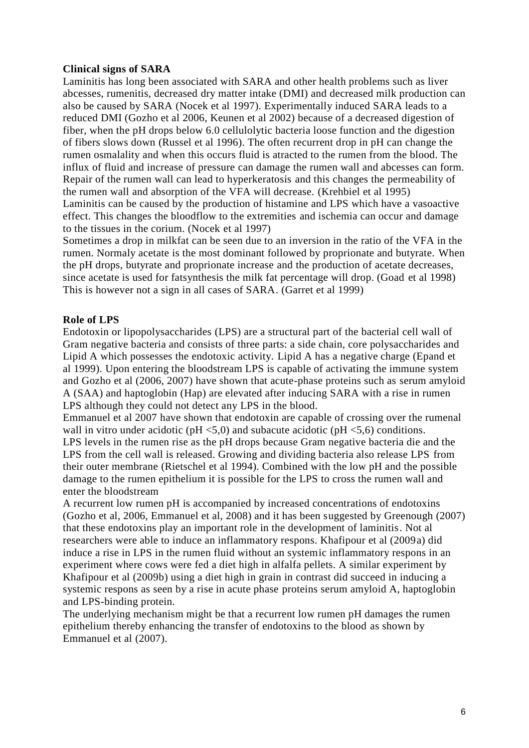**Clinical signs of SARA**

Laminitis has long been associated with SARA and other health problems such as liver abcesses, rumenitis, decreased dry matter intake (DMI) and decreased milk production can also be caused by SARA (Nocek et al 1997). Experimentally induced SARA leads to a reduced DMI (Gozho et al 2006, Keunen et al 2002) because of a decreased digestion of fiber, when the pH drops below 6.0 cellulolytic bacteria loose function and the digestion of fibers slows down (Russel et al 1996). The often recurrent drop in pH can change the rumen osmalality and when this occurs fluid is atracted to the rumen from the blood. The influx of fluid and increase of pressure can damage the rumen wall and abcesses can form. Repair of the rumen wall can lead to hyperkeratosis and this changes the permeability of the rumen wall and absorption of the VFA will decrease. (Krehbiel et al 1995)
Laminitis can be caused by the production of histamine and LPS which have a vasoactive effect. This changes the bloodflow to the extremities and ischemia can occur and damage to the tissues in the corium. (Nocek et al 1997)
Sometimes a drop in milkfat can be seen due to an inversion in the ratio of the VFA in the rumen. Normaly acetate is the most dominant followed by proprionate and butyrate. When the pH drops, butyrate and proprionate increase and the production of acetate decreases, since acetate is used for fatsynthesis the milk fat percentage will drop. (Goad et al 1998) This is however not a sign in all cases of SARA. (Garret et al 1999)

**Role of LPS**

Endotoxin or lipopolysaccharides (LPS) are a structural part of the bacterial cell wall of Gram negative bacteria and consists of three parts: a side chain, core polysaccharides and Lipid A which possesses the endotoxic activity. Lipid A has a negative charge (Epand et al 1999). Upon entering the bloodstream LPS is capable of activating the immune system and Gozho et al (2006, 2007) have shown that acute-phase proteins such as serum amyloid A (SAA) and haptoglobin (Hap) are elevated after inducing SARA with a rise in rumen LPS although they could not detect any LPS in the blood.
Emmanuel et al 2007 have shown that endotoxin are capable of crossing over the rumenal wall in vitro under acidotic (pH <5,0) and subacute acidotic (pH <5,6) conditions.
LPS levels in the rumen rise as the pH drops because Gram negative bacteria die and the LPS from the cell wall is released. Growing and dividing bacteria also release LPS from their outer membrane (Rietschel et al 1994). Combined with the low pH and the possible damage to the rumen epithelium it is possible for the LPS to cross the rumen wall and enter the bloodstream
A recurrent low rumen pH is accompanied by increased concentrations of endotoxins (Gozho et al, 2006, Emmanuel et al, 2008) and it has been suggested by Greenough (2007) that these endotoxins play an important role in the development of laminitis. Not al researchers were able to induce an inflammatory respons. Khafipour et al (2009a) did induce a rise in LPS in the rumen fluid without an systemic inflammatory respons in an experiment where cows were fed a diet high in alfalfa pellets. A similar experiment by Khafipour et al (2009b) using a diet high in grain in contrast did succeed in inducing a systemic respons as seen by a rise in acute phase proteins serum amyloid A, haptoglobin and LPS-binding protein.
The underlying mechanism might be that a recurrent low rumen pH damages the rumen epithelium thereby enhancing the transfer of endotoxins to the blood as shown by Emmanuel et al (2007).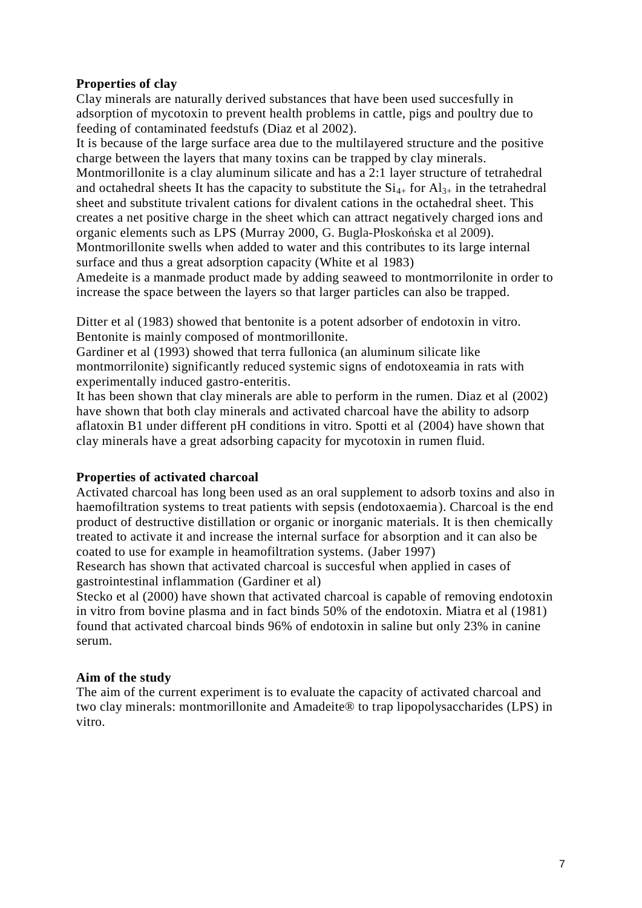**Properties of clay**

Clay minerals are naturally derived substances that have been used succesfully in adsorption of mycotoxin to prevent health problems in cattle, pigs and poultry due to feeding of contaminated feedstufs (Diaz et al 2002).

It is because of the large surface area due to the multilayered structure and the positive charge between the layers that many toxins can be trapped by clay minerals.

Montmorillonite is a clay aluminum silicate and has a 2:1 layer structure of tetrahedral and octahedral sheets It has the capacity to substitute the $Si_{4+}$ for $Al_{3+}$ in the tetrahedral sheet and substitute trivalent cations for divalent cations in the octahedral sheet. This creates a net positive charge in the sheet which can attract negatively charged ions and organic elements such as LPS (Murray 2000, G. Bugla-Płoskońska et al 2009).

Montmorillonite swells when added to water and this contributes to its large internal surface and thus a great adsorption capacity (White et al 1983)

Amedeite is a manmade product made by adding seaweed to montmorrilonite in order to increase the space between the layers so that larger particles can also be trapped.

Ditter et al (1983) showed that bentonite is a potent adsorber of endotoxin in vitro. Bentonite is mainly composed of montmorillonite.

Gardiner et al (1993) showed that terra fullonica (an aluminum silicate like montmorrilonite) significantly reduced systemic signs of endotoxeamia in rats with experimentally induced gastro-enteritis.

It has been shown that clay minerals are able to perform in the rumen. Diaz et al (2002) have shown that both clay minerals and activated charcoal have the ability to adsorp aflatoxin B1 under different pH conditions in vitro. Spotti et al (2004) have shown that clay minerals have a great adsorbing capacity for mycotoxin in rumen fluid.

**Properties of activated charcoal**

Activated charcoal has long been used as an oral supplement to adsorb toxins and also in haemofiltration systems to treat patients with sepsis (endotoxaemia). Charcoal is the end product of destructive distillation or organic or inorganic materials. It is then chemically treated to activate it and increase the internal surface for absorption and it can also be coated to use for example in heamofiltration systems. (Jaber 1997)

Research has shown that activated charcoal is succesful when applied in cases of gastrointestinal inflammation (Gardiner et al)

Stecko et al (2000) have shown that activated charcoal is capable of removing endotoxin in vitro from bovine plasma and in fact binds 50% of the endotoxin. Miatra et al (1981) found that activated charcoal binds 96% of endotoxin in saline but only 23% in canine serum.

**Aim of the study**

The aim of the current experiment is to evaluate the capacity of activated charcoal and two clay minerals: montmorillonite and Amadeite® to trap lipopolysaccharides (LPS) in vitro.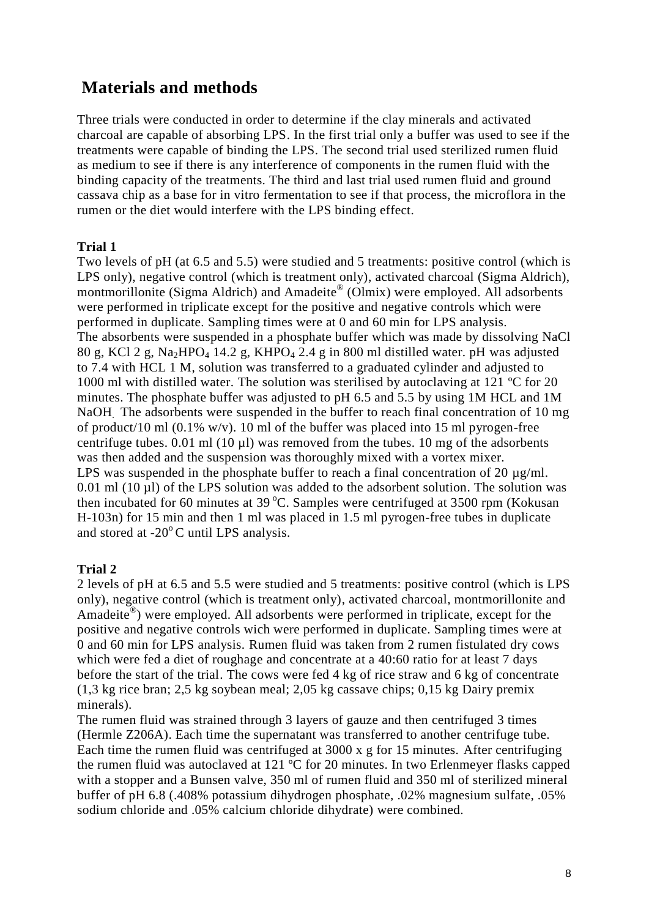## Materials and methods

Three trials were conducted in order to determine if the clay minerals and activated charcoal are capable of absorbing LPS. In the first trial only a buffer was used to see if the treatments were capable of binding the LPS. The second trial used sterilized rumen fluid as medium to see if there is any interference of components in the rumen fluid with the binding capacity of the treatments. The third and last trial used rumen fluid and ground cassava chip as a base for in vitro fermentation to see if that process, the microflora in the rumen or the diet would interfere with the LPS binding effect.

**Trial 1**

Two levels of pH (at 6.5 and 5.5) were studied and 5 treatments: positive control (which is LPS only), negative control (which is treatment only), activated charcoal (Sigma Aldrich), montmorillonite (Sigma Aldrich) and Amadeite® (Olmix) were employed. All adsorbents were performed in triplicate except for the positive and negative controls which were performed in duplicate. Sampling times were at 0 and 60 min for LPS analysis.
The absorbents were suspended in a phosphate buffer which was made by dissolving NaCl 80 g, KCl 2 g, $Na_2HPO_4$ 14.2 g, $KHPO_4$ 2.4 g in 800 ml distilled water. pH was adjusted to 7.4 with HCL 1 M, solution was transferred to a graduated cylinder and adjusted to 1000 ml with distilled water. The solution was sterilised by autoclaving at 121 ºC for 20 minutes. The phosphate buffer was adjusted to pH 6.5 and 5.5 by using 1M HCL and 1M NaOH. The adsorbents were suspended in the buffer to reach final concentration of 10 mg of product/10 ml (0.1% w/v). 10 ml of the buffer was placed into 15 ml pyrogen-free centrifuge tubes. 0.01 ml (10 µl) was removed from the tubes. 10 mg of the adsorbents was then added and the suspension was thoroughly mixed with a vortex mixer.
LPS was suspended in the phosphate buffer to reach a final concentration of 20 µg/ml. 0.01 ml (10 µl) of the LPS solution was added to the adsorbent solution. The solution was then incubated for 60 minutes at 39 ºC. Samples were centrifuged at 3500 rpm (Kokusan H-103n) for 15 min and then 1 ml was placed in 1.5 ml pyrogen-free tubes in duplicate and stored at -20º C until LPS analysis.

**Trial 2**

2 levels of pH at 6.5 and 5.5 were studied and 5 treatments: positive control (which is LPS only), negative control (which is treatment only), activated charcoal, montmorillonite and Amadeite®) were employed. All adsorbents were performed in triplicate, except for the positive and negative controls wich were performed in duplicate. Sampling times were at 0 and 60 min for LPS analysis. Rumen fluid was taken from 2 rumen fistulated dry cows which were fed a diet of roughage and concentrate at a 40:60 ratio for at least 7 days before the start of the trial. The cows were fed 4 kg of rice straw and 6 kg of concentrate (1,3 kg rice bran; 2,5 kg soybean meal; 2,05 kg cassave chips; 0,15 kg Dairy premix minerals).
The rumen fluid was strained through 3 layers of gauze and then centrifuged 3 times (Hermle Z206A). Each time the supernatant was transferred to another centrifuge tube. Each time the rumen fluid was centrifuged at 3000 x g for 15 minutes. After centrifuging the rumen fluid was autoclaved at 121 ºC for 20 minutes. In two Erlenmeyer flasks capped with a stopper and a Bunsen valve, 350 ml of rumen fluid and 350 ml of sterilized mineral buffer of pH 6.8 (.408% potassium dihydrogen phosphate, .02% magnesium sulfate, .05% sodium chloride and .05% calcium chloride dihydrate) were combined.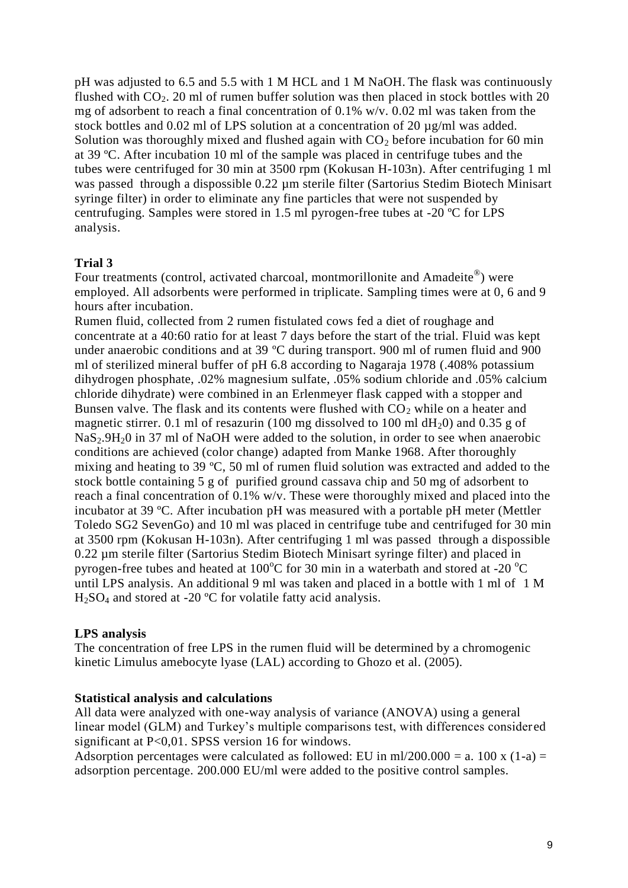pH was adjusted to 6.5 and 5.5 with 1 M HCL and 1 M NaOH. The flask was continuously flushed with $CO_2$. 20 ml of rumen buffer solution was then placed in stock bottles with 20 mg of adsorbent to reach a final concentration of 0.1% w/v. 0.02 ml was taken from the stock bottles and 0.02 ml of LPS solution at a concentration of 20 µg/ml was added. Solution was thoroughly mixed and flushed again with $CO_2$ before incubation for 60 min at 39 ºC. After incubation 10 ml of the sample was placed in centrifuge tubes and the tubes were centrifuged for 30 min at 3500 rpm (Kokusan H-103n). After centrifuging 1 ml was passed through a dispossible 0.22 µm sterile filter (Sartorius Stedim Biotech Minisart syringe filter) in order to eliminate any fine particles that were not suspended by centrufuging. Samples were stored in 1.5 ml pyrogen-free tubes at -20 ºC for LPS analysis.

**Trial 3**

Four treatments (control, activated charcoal, montmorillonite and Amadeite®) were employed. All adsorbents were performed in triplicate. Sampling times were at 0, 6 and 9 hours after incubation.

Rumen fluid, collected from 2 rumen fistulated cows fed a diet of roughage and concentrate at a 40:60 ratio for at least 7 days before the start of the trial. Fluid was kept under anaerobic conditions and at 39 ºC during transport. 900 ml of rumen fluid and 900 ml of sterilized mineral buffer of pH 6.8 according to Nagaraja 1978 (.408% potassium dihydrogen phosphate, .02% magnesium sulfate, .05% sodium chloride and .05% calcium chloride dihydrate) were combined in an Erlenmeyer flask capped with a stopper and Bunsen valve. The flask and its contents were flushed with $CO_2$ while on a heater and magnetic stirrer. 0.1 ml of resazurin (100 mg dissolved to 100 ml $dH_20$) and 0.35 g of $NaS_2.9H_20$ in 37 ml of NaOH were added to the solution, in order to see when anaerobic conditions are achieved (color change) adapted from Manke 1968. After thoroughly mixing and heating to 39 ºC, 50 ml of rumen fluid solution was extracted and added to the stock bottle containing 5 g of purified ground cassava chip and 50 mg of adsorbent to reach a final concentration of 0.1% w/v. These were thoroughly mixed and placed into the incubator at 39 ºC. After incubation pH was measured with a portable pH meter (Mettler Toledo SG2 SevenGo) and 10 ml was placed in centrifuge tube and centrifuged for 30 min at 3500 rpm (Kokusan H-103n). After centrifuging 1 ml was passed through a dispossible 0.22 µm sterile filter (Sartorius Stedim Biotech Minisart syringe filter) and placed in pyrogen-free tubes and heated at 100ºC for 30 min in a waterbath and stored at -20 ºC until LPS analysis. An additional 9 ml was taken and placed in a bottle with 1 ml of 1 M $H_2SO_4$ and stored at -20 ºC for volatile fatty acid analysis.

**LPS analysis**

The concentration of free LPS in the rumen fluid will be determined by a chromogenic kinetic Limulus amebocyte lyase (LAL) according to Ghozo et al. (2005).

**Statistical analysis and calculations**

All data were analyzed with one-way analysis of variance (ANOVA) using a general linear model (GLM) and Turkey's multiple comparisons test, with differences considered significant at P<0,01. SPSS version 16 for windows.

Adsorption percentages were calculated as followed: EU in ml/200.000 = a. 100 x (1-a) = adsorption percentage. 200.000 EU/ml were added to the positive control samples.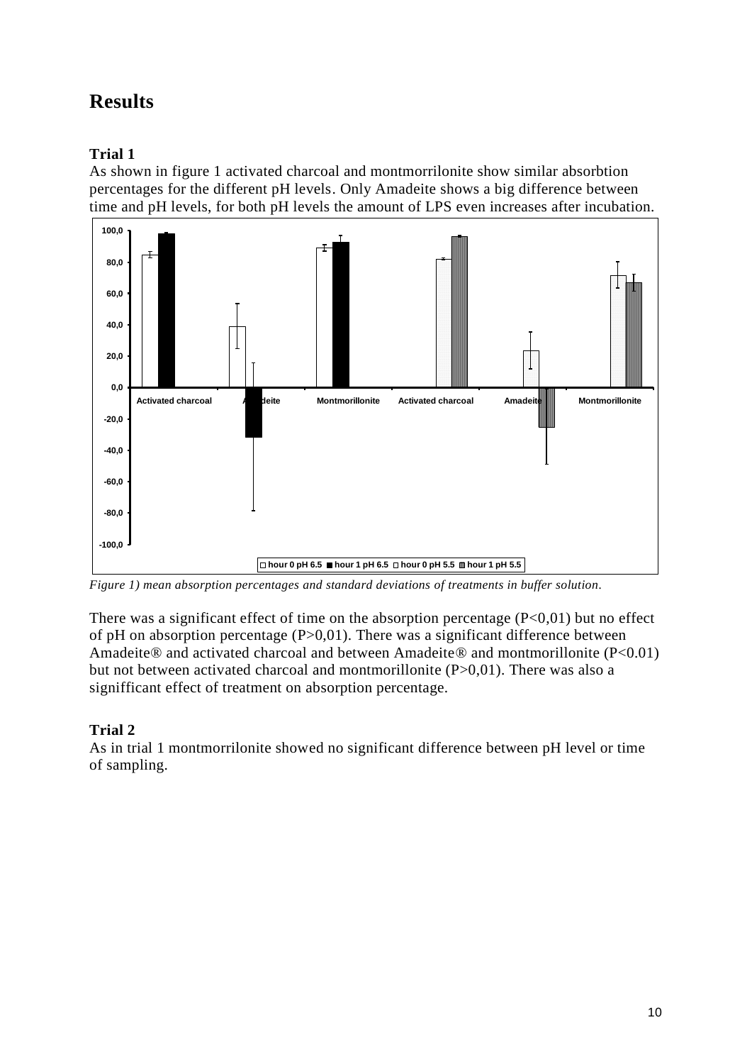# Results

### Trial 1

As shown in figure 1 activated charcoal and montmorrilonite show similar absorbtion percentages for the different pH levels. Only Amadeite shows a big difference between time and pH levels, for both pH levels the amount of LPS even increases after incubation.

*Figure 1) mean absorption percentages and standard deviations of treatments in buffer solution.*

There was a significant effect of time on the absorption percentage ($P<0,01$) but no effect of pH on absorption percentage ($P>0,01$). There was a significant difference between Amadeite® and activated charcoal and between Amadeite® and montmorillonite ($P<0.01$) but not between activated charcoal and montmorillonite ($P>0,01$). There was also a signifficant effect of treatment on absorption percentage.

### Trial 2

As in trial 1 montmorrilonite showed no significant difference between pH level or time of sampling.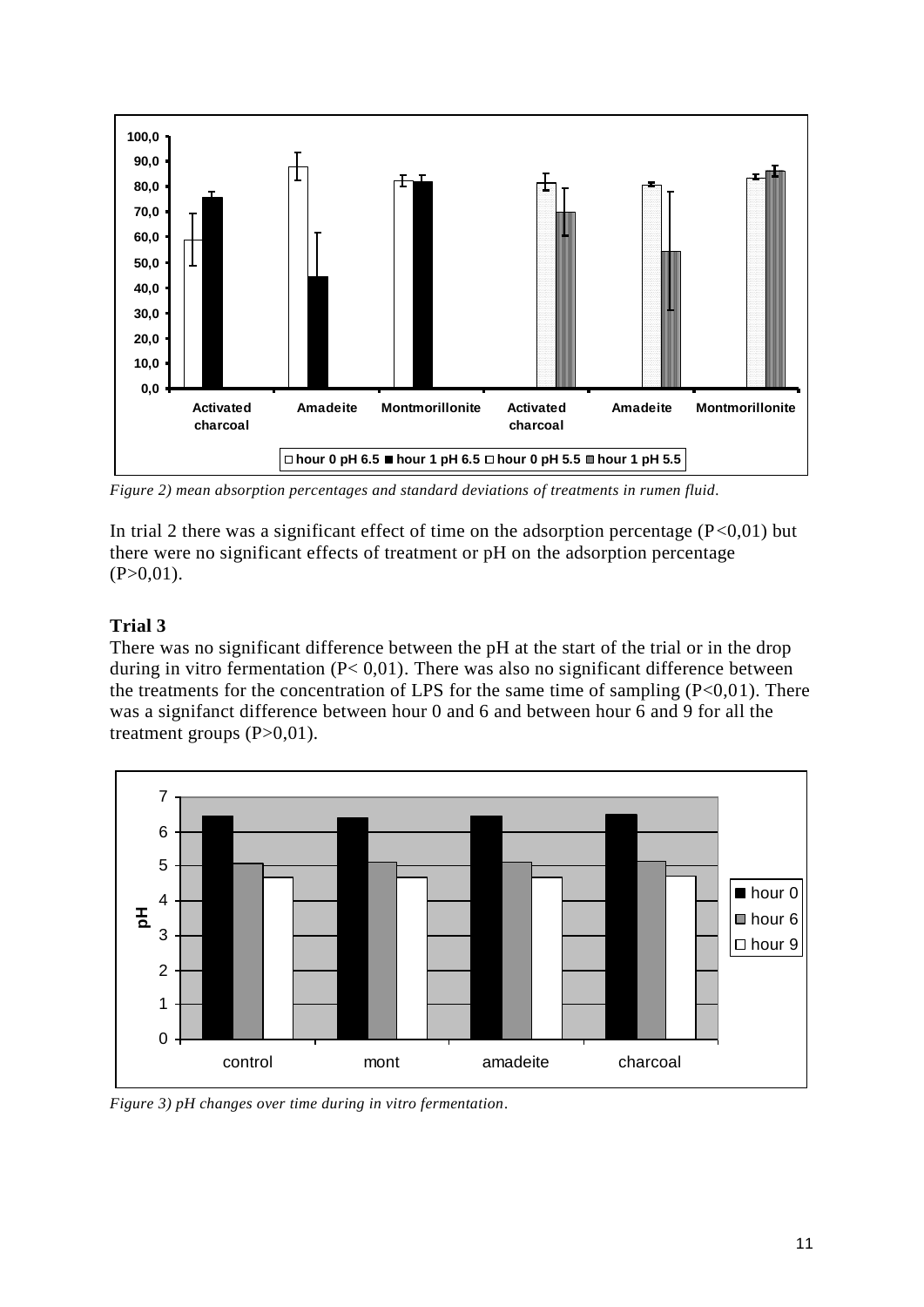*Figure 2) mean absorption percentages and standard deviations of treatments in rumen fluid.*

In trial 2 there was a significant effect of time on the adsorption percentage ($P<0{,}01$) but there were no significant effects of treatment or pH on the adsorption percentage ($P>0{,}01$).

**Trial 3**

There was no significant difference between the pH at the start of the trial or in the drop during in vitro fermentation ($P< 0{,}01$). There was also no significant difference between the treatments for the concentration of LPS for the same time of sampling ($P<0{,}01$). There was a signifanct difference between hour 0 and 6 and between hour 6 and 9 for all the treatment groups ($P>0{,}01$).

*Figure 3) pH changes over time during in vitro fermentation.*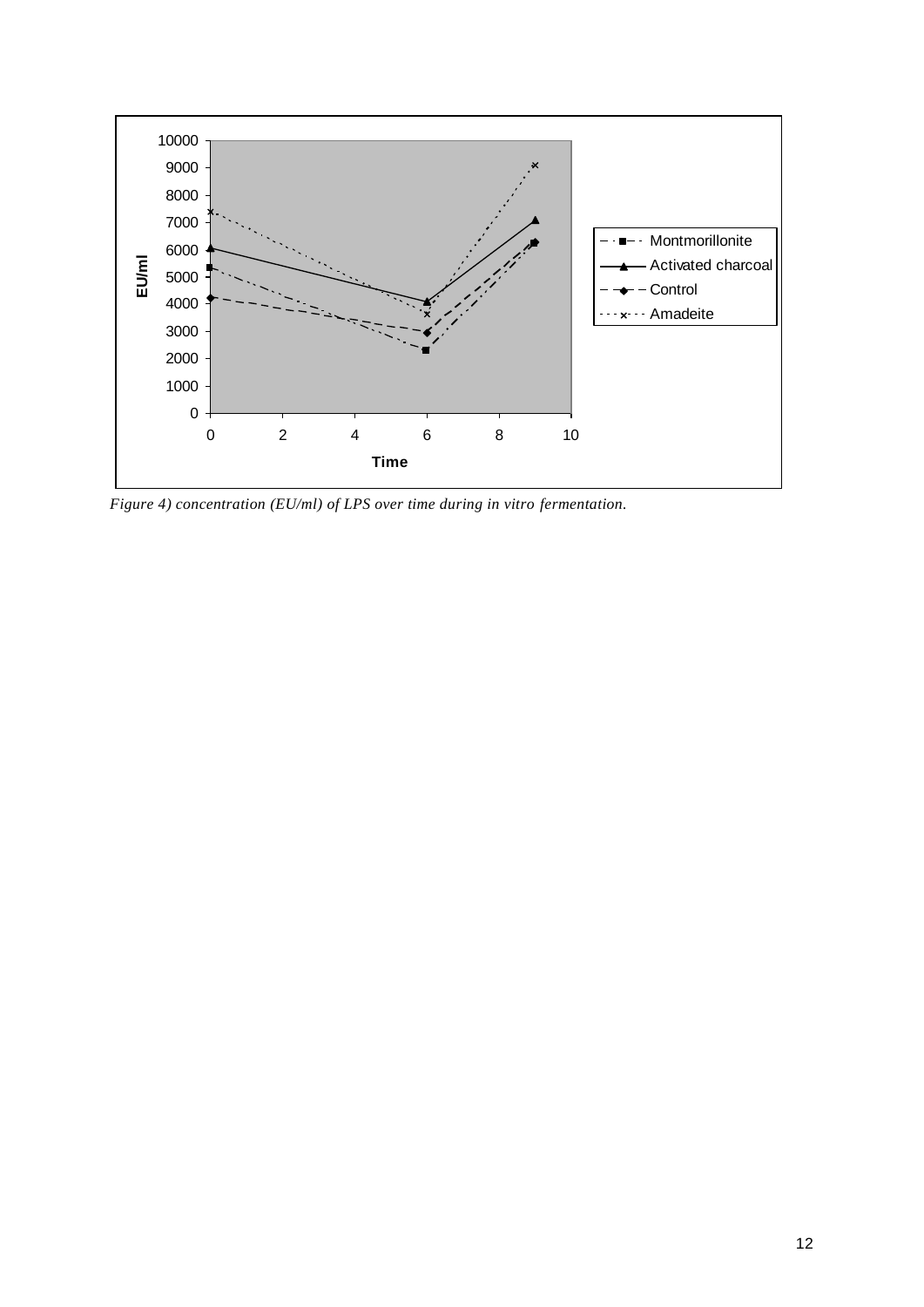*Figure 4) concentration (EU/ml) of LPS over time during in vitro fermentation.*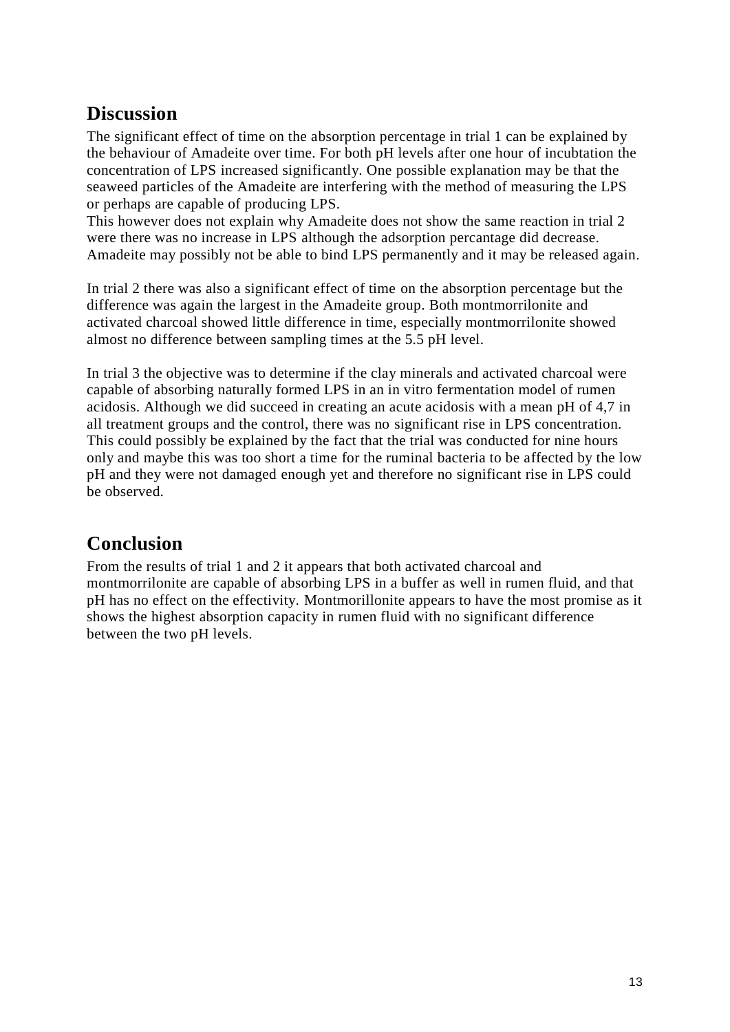## Discussion

The significant effect of time on the absorption percentage in trial 1 can be explained by the behaviour of Amadeite over time. For both pH levels after one hour of incubtation the concentration of LPS increased significantly. One possible explanation may be that the seaweed particles of the Amadeite are interfering with the method of measuring the LPS or perhaps are capable of producing LPS.
This however does not explain why Amadeite does not show the same reaction in trial 2 were there was no increase in LPS although the adsorption percantage did decrease. Amadeite may possibly not be able to bind LPS permanently and it may be released again.

In trial 2 there was also a significant effect of time on the absorption percentage but the difference was again the largest in the Amadeite group. Both montmorrilonite and activated charcoal showed little difference in time, especially montmorrilonite showed almost no difference between sampling times at the 5.5 pH level.

In trial 3 the objective was to determine if the clay minerals and activated charcoal were capable of absorbing naturally formed LPS in an in vitro fermentation model of rumen acidosis. Although we did succeed in creating an acute acidosis with a mean pH of 4,7 in all treatment groups and the control, there was no significant rise in LPS concentration. This could possibly be explained by the fact that the trial was conducted for nine hours only and maybe this was too short a time for the ruminal bacteria to be affected by the low pH and they were not damaged enough yet and therefore no significant rise in LPS could be observed.

## Conclusion

From the results of trial 1 and 2 it appears that both activated charcoal and montmorrilonite are capable of absorbing LPS in a buffer as well in rumen fluid, and that pH has no effect on the effectivity. Montmorillonite appears to have the most promise as it shows the highest absorption capacity in rumen fluid with no significant difference between the two pH levels.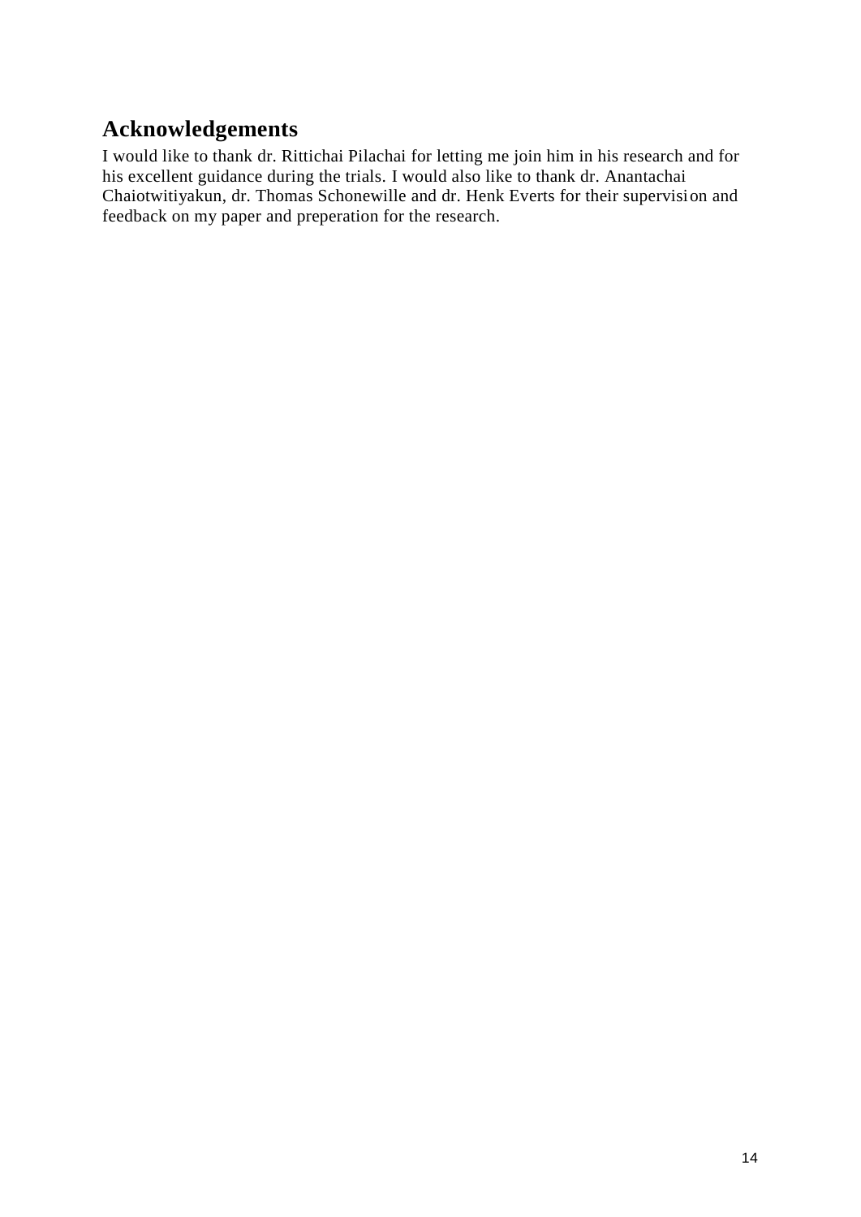## Acknowledgements

I would like to thank dr. Rittichai Pilachai for letting me join him in his research and for his excellent guidance during the trials. I would also like to thank dr. Anantachai Chaiotwitiyakun, dr. Thomas Schonewille and dr. Henk Everts for their supervision and feedback on my paper and preperation for the research.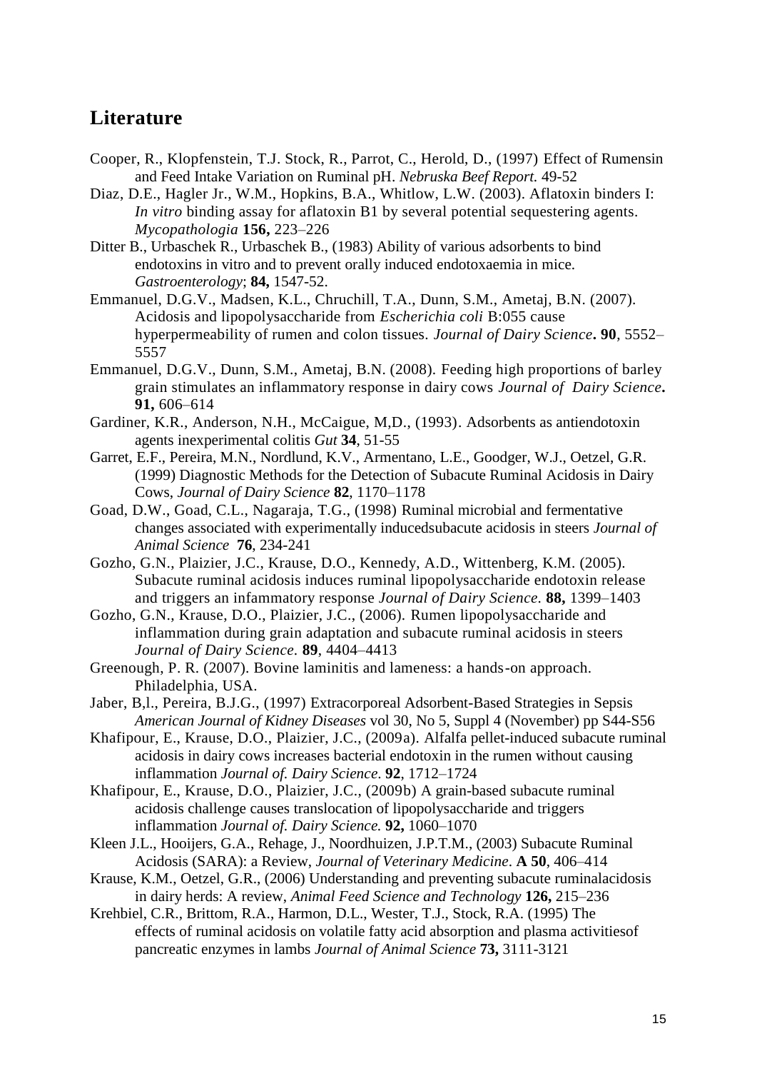## Literature

Cooper, R., Klopfenstein, T.J. Stock, R., Parrot, C., Herold, D., (1997) Effect of Rumensin and Feed Intake Variation on Ruminal pH. *Nebruska Beef Report.* 49-52

Diaz, D.E., Hagler Jr., W.M., Hopkins, B.A., Whitlow, L.W. (2003). Aflatoxin binders I: *In vitro* binding assay for aflatoxin B1 by several potential sequestering agents. *Mycopathologia* **156,** 223–226

Ditter B., Urbaschek R., Urbaschek B., (1983) Ability of various adsorbents to bind endotoxins in vitro and to prevent orally induced endotoxaemia in mice. *Gastroenterology*; **84,** 1547-52.

Emmanuel, D.G.V., Madsen, K.L., Chruchill, T.A., Dunn, S.M., Ametaj, B.N. (2007). Acidosis and lipopolysaccharide from *Escherichia coli* B:055 cause hyperpermeability of rumen and colon tissues. *Journal of Dairy Science***. 90**, 5552–5557

Emmanuel, D.G.V., Dunn, S.M., Ametaj, B.N. (2008). Feeding high proportions of barley grain stimulates an inflammatory response in dairy cows *Journal of Dairy Science***. 91,** 606–614

Gardiner, K.R., Anderson, N.H., McCaigue, M,D., (1993). Adsorbents as antiendotoxin agents inexperimental colitis *Gut* **34**, 51-55

Garret, E.F., Pereira, M.N., Nordlund, K.V., Armentano, L.E., Goodger, W.J., Oetzel, G.R. (1999) Diagnostic Methods for the Detection of Subacute Ruminal Acidosis in Dairy Cows, *Journal of Dairy Science* **82**, 1170–1178

Goad, D.W., Goad, C.L., Nagaraja, T.G., (1998) Ruminal microbial and fermentative changes associated with experimentally inducedsubacute acidosis in steers *Journal of Animal Science* **76**, 234-241

Gozho, G.N., Plaizier, J.C., Krause, D.O., Kennedy, A.D., Wittenberg, K.M. (2005). Subacute ruminal acidosis induces ruminal lipopolysaccharide endotoxin release and triggers an infammatory response *Journal of Dairy Science.* **88,** 1399–1403

Gozho, G.N., Krause, D.O., Plaizier, J.C., (2006). Rumen lipopolysaccharide and inflammation during grain adaptation and subacute ruminal acidosis in steers *Journal of Dairy Science.* **89**, 4404–4413

Greenough, P. R. (2007). Bovine laminitis and lameness: a hands-on approach. Philadelphia, USA.

Jaber, B,l., Pereira, B.J.G., (1997) Extracorporeal Adsorbent-Based Strategies in Sepsis *American Journal of Kidney Diseases* vol 30, No 5, Suppl 4 (November) pp S44-S56

Khafipour, E., Krause, D.O., Plaizier, J.C., (2009a). Alfalfa pellet-induced subacute ruminal acidosis in dairy cows increases bacterial endotoxin in the rumen without causing inflammation *Journal of. Dairy Science.* **92**, 1712–1724

Khafipour, E., Krause, D.O., Plaizier, J.C., (2009b) A grain-based subacute ruminal acidosis challenge causes translocation of lipopolysaccharide and triggers inflammation *Journal of. Dairy Science.* **92,** 1060–1070

Kleen J.L., Hooijers, G.A., Rehage, J., Noordhuizen, J.P.T.M., (2003) Subacute Ruminal Acidosis (SARA): a Review, *Journal of Veterinary Medicine*. **A 50**, 406–414

Krause, K.M., Oetzel, G.R., (2006) Understanding and preventing subacute ruminalacidosis in dairy herds: A review, *Animal Feed Science and Technology* **126,** 215–236

Krehbiel, C.R., Brittom, R.A., Harmon, D.L., Wester, T.J., Stock, R.A. (1995) The effects of ruminal acidosis on volatile fatty acid absorption and plasma activitiesof pancreatic enzymes in lambs *Journal of Animal Science* **73,** 3111-3121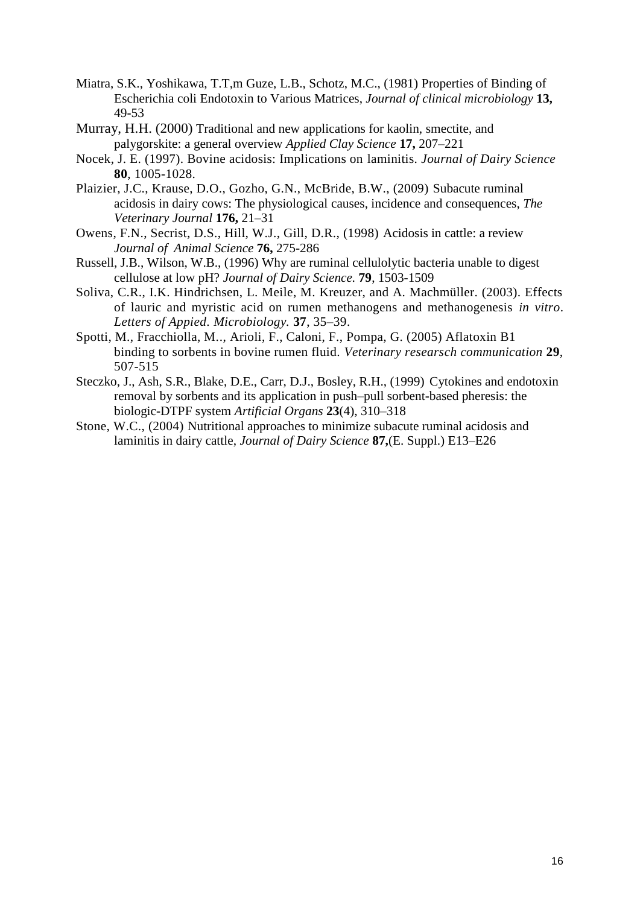Miatra, S.K., Yoshikawa, T.T,m Guze, L.B., Schotz, M.C., (1981) Properties of Binding of Escherichia coli Endotoxin to Various Matrices, *Journal of clinical microbiology* **13,** 49-53

Murray, H.H. (2000) Traditional and new applications for kaolin, smectite, and palygorskite: a general overview *Applied Clay Science* **17,** 207–221

Nocek, J. E. (1997). Bovine acidosis: Implications on laminitis. *Journal of Dairy Science* **80**, 1005-1028.

Plaizier, J.C., Krause, D.O., Gozho, G.N., McBride, B.W., (2009) Subacute ruminal acidosis in dairy cows: The physiological causes, incidence and consequences, *The Veterinary Journal* **176,** 21–31

Owens, F.N., Secrist, D.S., Hill, W.J., Gill, D.R., (1998) Acidosis in cattle: a review *Journal of Animal Science* **76,** 275-286

Russell, J.B., Wilson, W.B., (1996) Why are ruminal cellulolytic bacteria unable to digest cellulose at low pH? *Journal of Dairy Science.* **79**, 1503-1509

Soliva, C.R., I.K. Hindrichsen, L. Meile, M. Kreuzer, and A. Machmüller. (2003). Effects of lauric and myristic acid on rumen methanogens and methanogenesis *in vitro*. *Letters of Appied. Microbiology.* **37**, 35–39.

Spotti, M., Fracchiolla, M.., Arioli, F., Caloni, F., Pompa, G. (2005) Aflatoxin B1 binding to sorbents in bovine rumen fluid. *Veterinary researsch communication* **29**, 507-515

Steczko, J., Ash, S.R., Blake, D.E., Carr, D.J., Bosley, R.H., (1999) Cytokines and endotoxin removal by sorbents and its application in push–pull sorbent-based pheresis: the biologic-DTPF system *Artificial Organs* **23**(4), 310–318

Stone, W.C., (2004) Nutritional approaches to minimize subacute ruminal acidosis and laminitis in dairy cattle, *Journal of Dairy Science* **87,**(E. Suppl.) E13–E26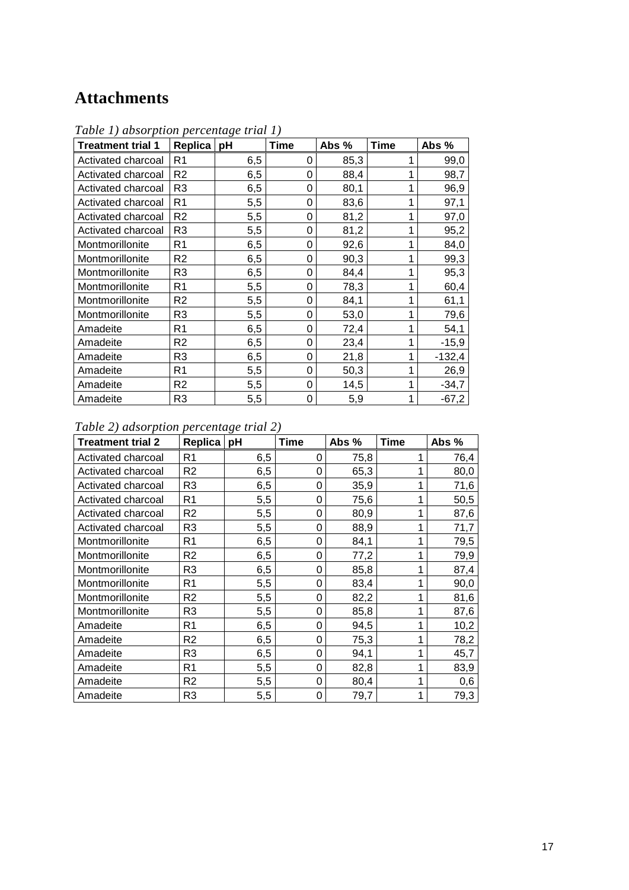# Attachments

*Table 1) absorption percentage trial 1)*

| Treatment trial 1 | Replica | pH | Time | Abs % | Time | Abs % |
|---|---|---|---|---|---|---|
| Activated charcoal | R1 | 6,5 | 0 | 85,3 | 1 | 99,0 |
| Activated charcoal | R2 | 6,5 | 0 | 88,4 | 1 | 98,7 |
| Activated charcoal | R3 | 6,5 | 0 | 80,1 | 1 | 96,9 |
| Activated charcoal | R1 | 5,5 | 0 | 83,6 | 1 | 97,1 |
| Activated charcoal | R2 | 5,5 | 0 | 81,2 | 1 | 97,0 |
| Activated charcoal | R3 | 5,5 | 0 | 81,2 | 1 | 95,2 |
| Montmorillonite | R1 | 6,5 | 0 | 92,6 | 1 | 84,0 |
| Montmorillonite | R2 | 6,5 | 0 | 90,3 | 1 | 99,3 |
| Montmorillonite | R3 | 6,5 | 0 | 84,4 | 1 | 95,3 |
| Montmorillonite | R1 | 5,5 | 0 | 78,3 | 1 | 60,4 |
| Montmorillonite | R2 | 5,5 | 0 | 84,1 | 1 | 61,1 |
| Montmorillonite | R3 | 5,5 | 0 | 53,0 | 1 | 79,6 |
| Amadeite | R1 | 6,5 | 0 | 72,4 | 1 | 54,1 |
| Amadeite | R2 | 6,5 | 0 | 23,4 | 1 | -15,9 |
| Amadeite | R3 | 6,5 | 0 | 21,8 | 1 | -132,4 |
| Amadeite | R1 | 5,5 | 0 | 50,3 | 1 | 26,9 |
| Amadeite | R2 | 5,5 | 0 | 14,5 | 1 | -34,7 |
| Amadeite | R3 | 5,5 | 0 | 5,9 | 1 | -67,2 |

*Table 2) adsorption percentage trial 2)*

| Treatment trial 2 | Replica | pH | Time | Abs % | Time | Abs % |
|---|---|---|---|---|---|---|
| Activated charcoal | R1 | 6,5 | 0 | 75,8 | 1 | 76,4 |
| Activated charcoal | R2 | 6,5 | 0 | 65,3 | 1 | 80,0 |
| Activated charcoal | R3 | 6,5 | 0 | 35,9 | 1 | 71,6 |
| Activated charcoal | R1 | 5,5 | 0 | 75,6 | 1 | 50,5 |
| Activated charcoal | R2 | 5,5 | 0 | 80,9 | 1 | 87,6 |
| Activated charcoal | R3 | 5,5 | 0 | 88,9 | 1 | 71,7 |
| Montmorillonite | R1 | 6,5 | 0 | 84,1 | 1 | 79,5 |
| Montmorillonite | R2 | 6,5 | 0 | 77,2 | 1 | 79,9 |
| Montmorillonite | R3 | 6,5 | 0 | 85,8 | 1 | 87,4 |
| Montmorillonite | R1 | 5,5 | 0 | 83,4 | 1 | 90,0 |
| Montmorillonite | R2 | 5,5 | 0 | 82,2 | 1 | 81,6 |
| Montmorillonite | R3 | 5,5 | 0 | 85,8 | 1 | 87,6 |
| Amadeite | R1 | 6,5 | 0 | 94,5 | 1 | 10,2 |
| Amadeite | R2 | 6,5 | 0 | 75,3 | 1 | 78,2 |
| Amadeite | R3 | 6,5 | 0 | 94,1 | 1 | 45,7 |
| Amadeite | R1 | 5,5 | 0 | 82,8 | 1 | 83,9 |
| Amadeite | R2 | 5,5 | 0 | 80,4 | 1 | 0,6 |
| Amadeite | R3 | 5,5 | 0 | 79,7 | 1 | 79,3 |